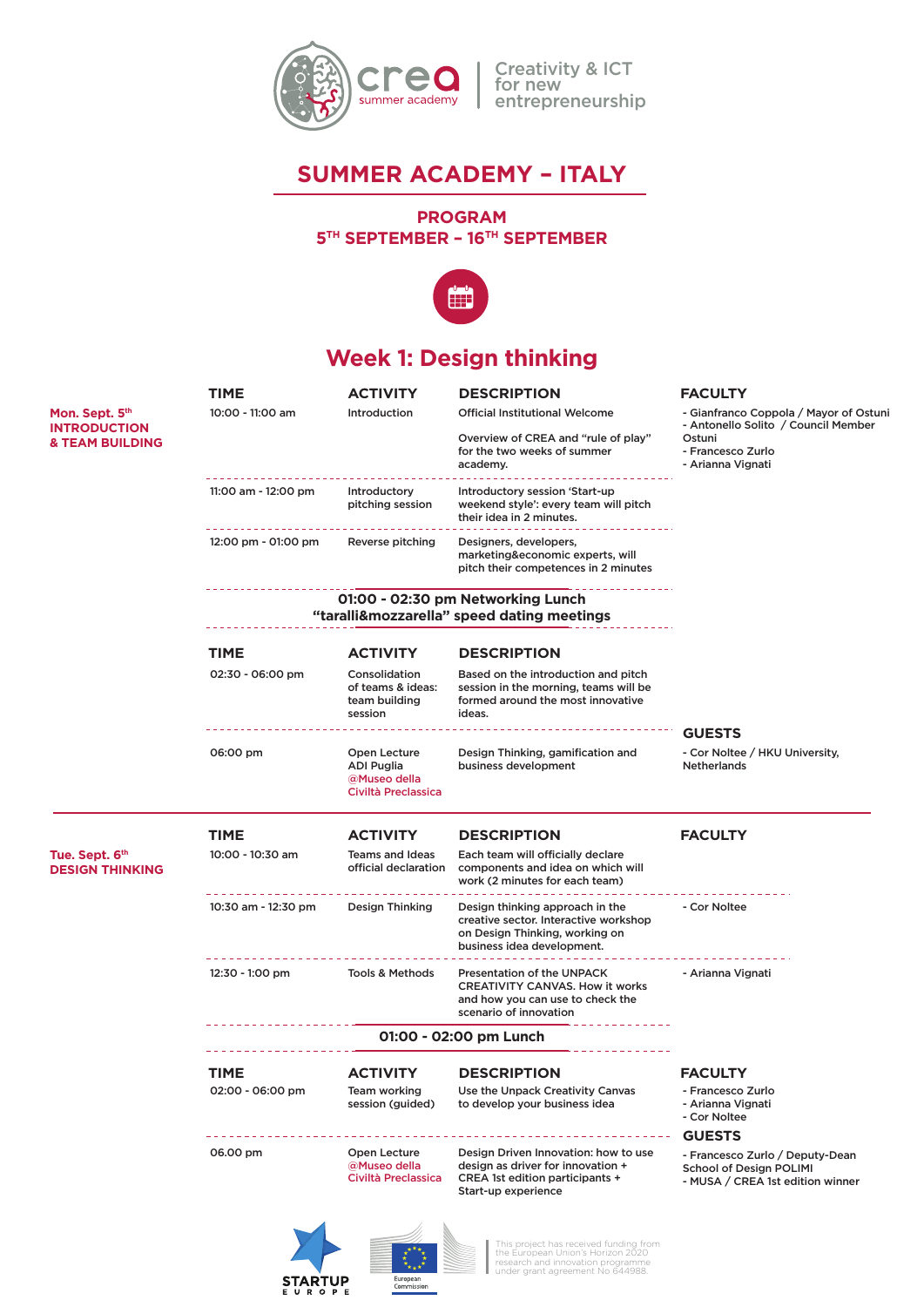crea summer academy | Creativity & ICT for new entrepreneurship

# SUMMER ACADEMY – ITALY

## PROGRAM
## 5TH SEPTEMBER – 16TH SEPTEMBER

## Week 1: Design thinking

### Mon. Sept. 5th INTRODUCTION & TEAM BUILDING

| TIME | ACTIVITY | DESCRIPTION | FACULTY |
|---|---|---|---|
| 10:00 - 11:00 am | Introduction | Official Institutional Welcome<br><br>Overview of CREA and "rule of play" for the two weeks of summer academy. | - Gianfranco Coppola / Mayor of Ostuni<br>- Antonello Solito / Council Member Ostuni<br>- Francesco Zurlo<br>- Arianna Vignati |
| 11:00 am - 12:00 pm | Introductory pitching session | Introductory session 'Start-up weekend style': every team will pitch their idea in 2 minutes. | |
| 12:00 pm - 01:00 pm | Reverse pitching | Designers, developers, marketing&economic experts, will pitch their competences in 2 minutes | |

**01:00 - 02:30 pm Networking Lunch "taralli&mozzarella" speed dating meetings**

| TIME | ACTIVITY | DESCRIPTION | GUESTS |
|---|---|---|---|
| 02:30 - 06:00 pm | Consolidation of teams & ideas: team building session | Based on the introduction and pitch session in the morning, teams will be formed around the most innovative ideas. | |
| 06:00 pm | Open Lecture ADI Puglia @Museo della Civiltà Preclassica | Design Thinking, gamification and business development | - Cor Noltee / HKU University, Netherlands |

### Tue. Sept. 6th DESIGN THINKING

| TIME | ACTIVITY | DESCRIPTION | FACULTY |
|---|---|---|---|
| 10:00 - 10:30 am | Teams and Ideas official declaration | Each team will officially declare components and idea on which will work (2 minutes for each team) | |
| 10:30 am - 12:30 pm | Design Thinking | Design thinking approach in the creative sector. Interactive workshop on Design Thinking, working on business idea development. | - Cor Noltee |
| 12:30 - 1:00 pm | Tools & Methods | Presentation of the UNPACK CREATIVITY CANVAS. How it works and how you can use to check the scenario of innovation | - Arianna Vignati |

**01:00 - 02:00 pm Lunch**

| TIME | ACTIVITY | DESCRIPTION | FACULTY / GUESTS |
|---|---|---|---|
| 02:00 - 06:00 pm | Team working session (guided) | Use the Unpack Creativity Canvas to develop your business idea | FACULTY:<br>- Francesco Zurlo<br>- Arianna Vignati<br>- Cor Noltee |
| 06.00 pm | Open Lecture @Museo della Civiltà Preclassica | Design Driven Innovation: how to use design as driver for innovation + CREA 1st edition participants + Start-up experience | GUESTS:<br>- Francesco Zurlo / Deputy-Dean School of Design POLIMI<br>- MUSA / CREA 1st edition winner |

STARTUP EUROPE | European Commission

This project has received funding from the European Union's Horizon 2020 research and innovation programme under grant agreement No 644988.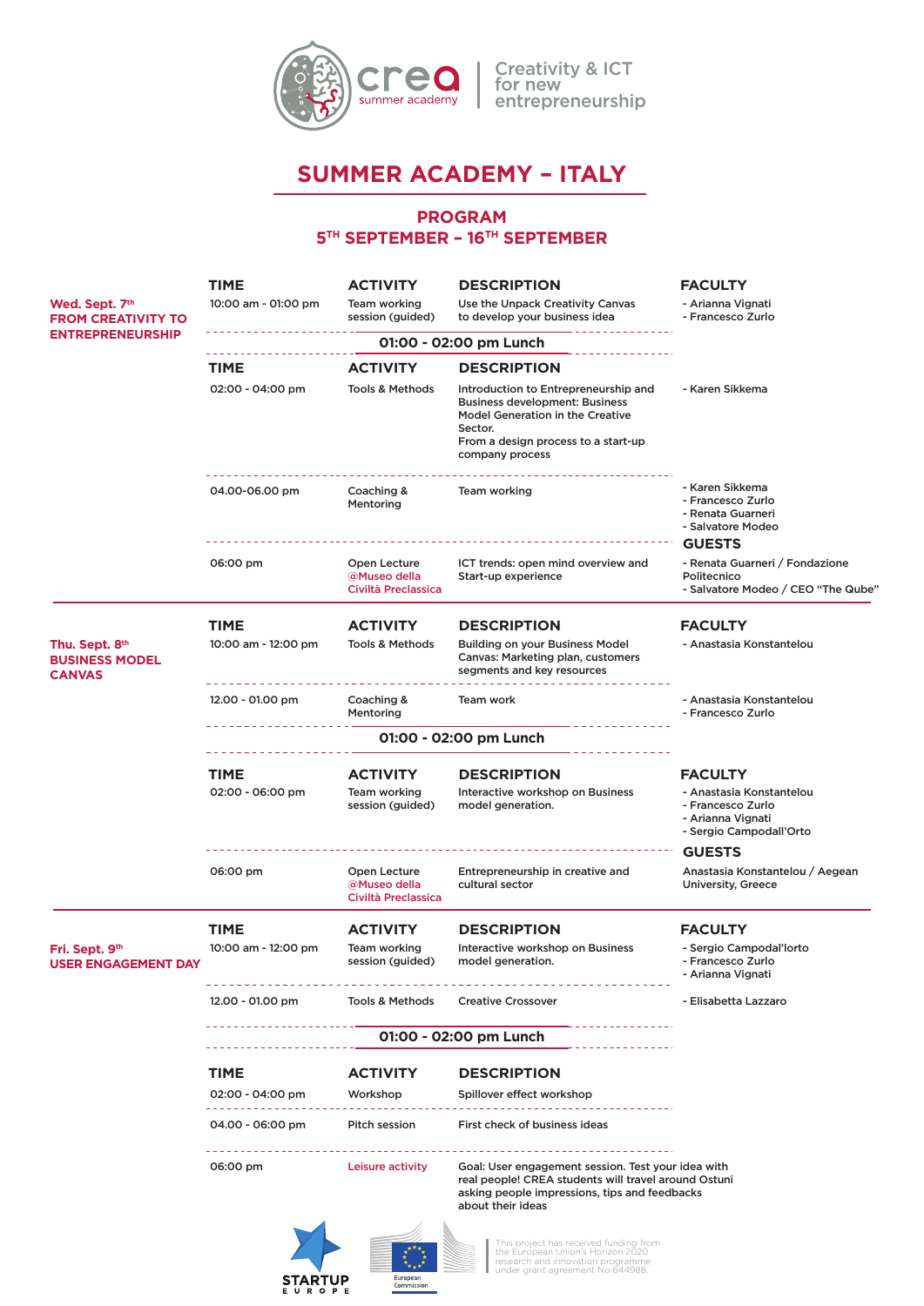crea summer academy | Creativity & ICT for new entrepreneurship

# SUMMER ACADEMY – ITALY

## PROGRAM
## 5TH SEPTEMBER – 16TH SEPTEMBER

### Wed. Sept. 7th – FROM CREATIVITY TO ENTREPRENEURSHIP

| TIME | ACTIVITY | DESCRIPTION | FACULTY |
|---|---|---|---|
| 10:00 am - 01:00 pm | Team working session (guided) | Use the Unpack Creativity Canvas to develop your business idea | - Arianna Vignati<br>- Francesco Zurlo |

**01:00 - 02:00 pm Lunch**

| TIME | ACTIVITY | DESCRIPTION | FACULTY |
|---|---|---|---|
| 02:00 - 04:00 pm | Tools & Methods | Introduction to Entrepreneurship and Business development: Business Model Generation in the Creative Sector.<br>From a design process to a start-up company process | - Karen Sikkema |
| 04.00-06.00 pm | Coaching & Mentoring | Team working | - Karen Sikkema<br>- Francesco Zurlo<br>- Renata Guarneri<br>- Salvatore Modeo |

| TIME | ACTIVITY | DESCRIPTION | GUESTS |
|---|---|---|---|
| 06:00 pm | Open Lecture @Museo della Civiltà Preclassica | ICT trends: open mind overview and Start-up experience | - Renata Guarneri / Fondazione Politecnico<br>- Salvatore Modeo / CEO "The Qube" |

### Thu. Sept. 8th – BUSINESS MODEL CANVAS

| TIME | ACTIVITY | DESCRIPTION | FACULTY |
|---|---|---|---|
| 10:00 am - 12:00 pm | Tools & Methods | Building on your Business Model Canvas: Marketing plan, customers segments and key resources | - Anastasia Konstantelou |
| 12.00 - 01.00 pm | Coaching & Mentoring | Team work | - Anastasia Konstantelou<br>- Francesco Zurlo |

**01:00 - 02:00 pm Lunch**

| TIME | ACTIVITY | DESCRIPTION | FACULTY |
|---|---|---|---|
| 02:00 - 06:00 pm | Team working session (guided) | Interactive workshop on Business model generation. | - Anastasia Konstantelou<br>- Francesco Zurlo<br>- Arianna Vignati<br>- Sergio Campodall'Orto |

| TIME | ACTIVITY | DESCRIPTION | GUESTS |
|---|---|---|---|
| 06:00 pm | Open Lecture @Museo della Civiltà Preclassica | Entrepreneurship in creative and cultural sector | Anastasia Konstantelou / Aegean University, Greece |

### Fri. Sept. 9th – USER ENGAGEMENT DAY

| TIME | ACTIVITY | DESCRIPTION | FACULTY |
|---|---|---|---|
| 10:00 am - 12:00 pm | Team working session (guided) | Interactive workshop on Business model generation. | - Sergio Campodal'lorto<br>- Francesco Zurlo<br>- Arianna Vignati |
| 12.00 - 01.00 pm | Tools & Methods | Creative Crossover | - Elisabetta Lazzaro |

**01:00 - 02:00 pm Lunch**

| TIME | ACTIVITY | DESCRIPTION |
|---|---|---|
| 02:00 - 04:00 pm | Workshop | Spillover effect workshop |
| 04.00 - 06:00 pm | Pitch session | First check of business ideas |
| 06:00 pm | Leisure activity | Goal: User engagement session. Test your idea with real people! CREA students will travel around Ostuni asking people impressions, tips and feedbacks about their ideas |

STARTUP EUROPE | European Commission

This project has received funding from the European Union's Horizon 2020 research and innovation programme under grant agreement No 644988.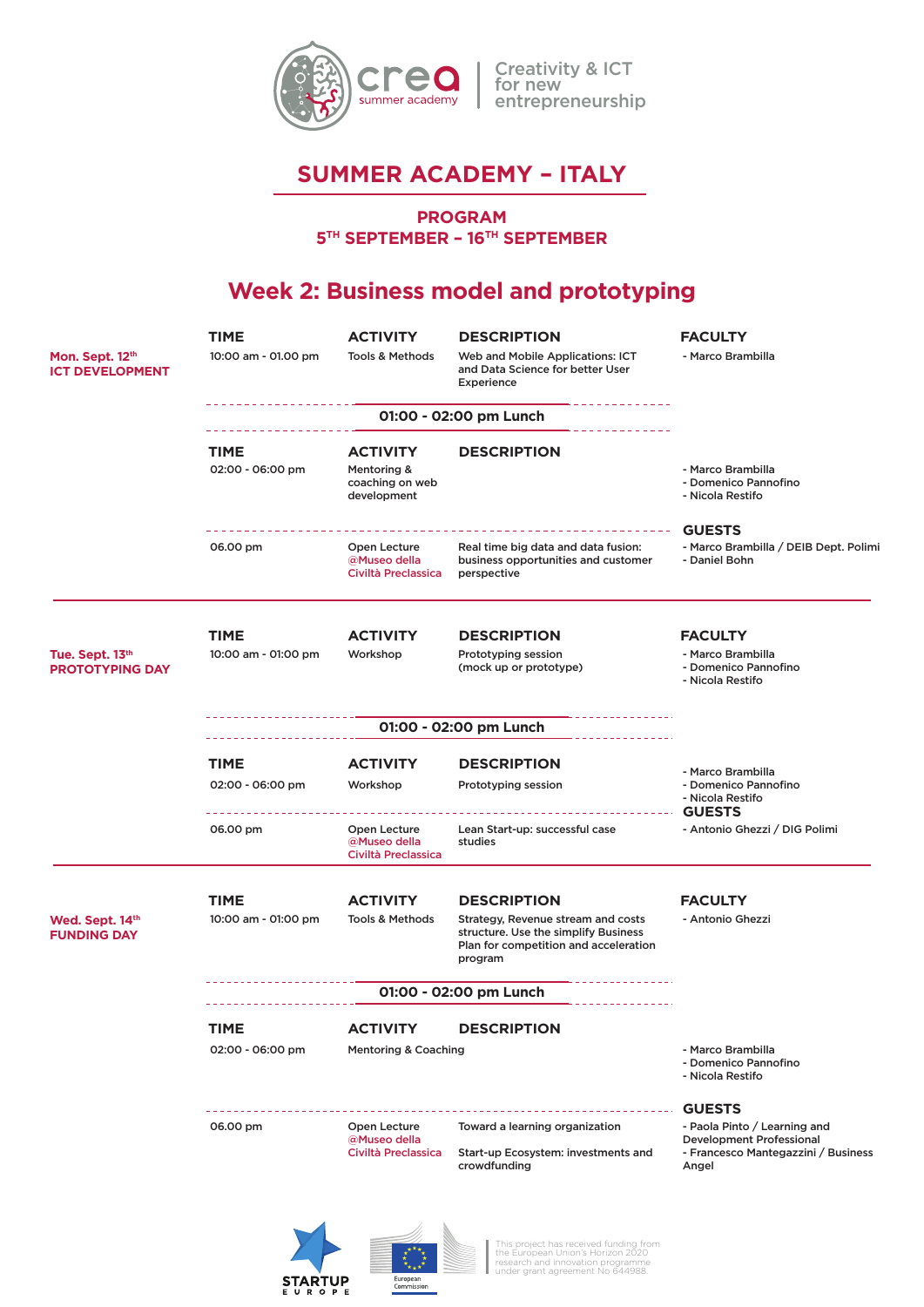crea summer academy | Creativity & ICT for new entrepreneurship

# SUMMER ACADEMY – ITALY

### PROGRAM
### 5TH SEPTEMBER – 16TH SEPTEMBER

## Week 2: Business model and prototyping

### Mon. Sept. 12th – ICT DEVELOPMENT

| TIME | ACTIVITY | DESCRIPTION | FACULTY |
|---|---|---|---|
| 10:00 am - 01.00 pm | Tools & Methods | Web and Mobile Applications: ICT and Data Science for better User Experience | - Marco Brambilla |

**01:00 - 02:00 pm Lunch**

| TIME | ACTIVITY | DESCRIPTION | |
|---|---|---|---|
| 02:00 - 06:00 pm | Mentoring & coaching on web development | | - Marco Brambilla<br>- Domenico Pannofino<br>- Nicola Restifo |
| | | | **GUESTS** |
| 06.00 pm | Open Lecture @Museo della Civiltà Preclassica | Real time big data and data fusion: business opportunities and customer perspective | - Marco Brambilla / DEIB Dept. Polimi<br>- Daniel Bohn |

### Tue. Sept. 13th – PROTOTYPING DAY

| TIME | ACTIVITY | DESCRIPTION | FACULTY |
|---|---|---|---|
| 10:00 am - 01:00 pm | Workshop | Prototyping session (mock up or prototype) | - Marco Brambilla<br>- Domenico Pannofino<br>- Nicola Restifo |

**01:00 - 02:00 pm Lunch**

| TIME | ACTIVITY | DESCRIPTION | |
|---|---|---|---|
| 02:00 - 06:00 pm | Workshop | Prototyping session | - Marco Brambilla<br>- Domenico Pannofino<br>- Nicola Restifo |
| | | | **GUESTS** |
| 06.00 pm | Open Lecture @Museo della Civiltà Preclassica | Lean Start-up: successful case studies | - Antonio Ghezzi / DIG Polimi |

### Wed. Sept. 14th – FUNDING DAY

| TIME | ACTIVITY | DESCRIPTION | FACULTY |
|---|---|---|---|
| 10:00 am - 01:00 pm | Tools & Methods | Strategy, Revenue stream and costs structure. Use the simplify Business Plan for competition and acceleration program | - Antonio Ghezzi |

**01:00 - 02:00 pm Lunch**

| TIME | ACTIVITY | DESCRIPTION | |
|---|---|---|---|
| 02:00 - 06:00 pm | Mentoring & Coaching | | - Marco Brambilla<br>- Domenico Pannofino<br>- Nicola Restifo |
| | | | **GUESTS** |
| 06.00 pm | Open Lecture @Museo della Civiltà Preclassica | Toward a learning organization<br><br>Start-up Ecosystem: investments and crowdfunding | - Paola Pinto / Learning and Development Professional<br>- Francesco Mantegazzini / Business Angel |

STARTUP EUROPE | European Commission

This project has received funding from the European Union's Horizon 2020 research and innovation programme under grant agreement No 644988.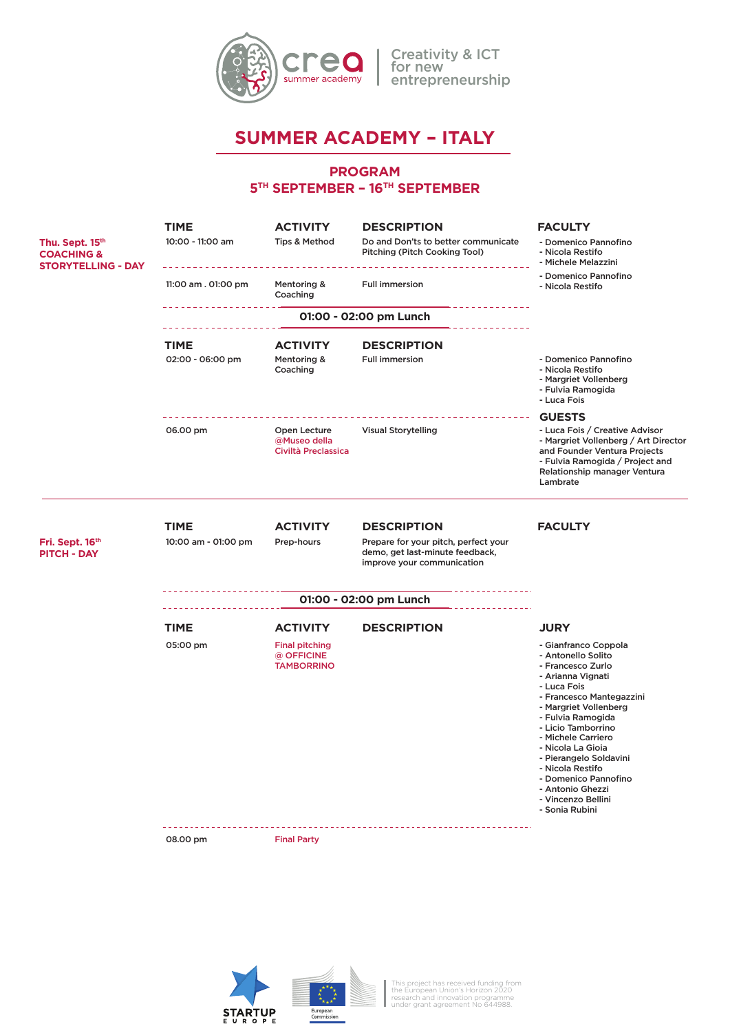crea summer academy | Creativity & ICT for new entrepreneurship

# SUMMER ACADEMY – ITALY

## PROGRAM
## 5TH SEPTEMBER – 16TH SEPTEMBER

**Thu. Sept. 15th COACHING & STORYTELLING - DAY**

| TIME | ACTIVITY | DESCRIPTION | FACULTY |
|---|---|---|---|
| 10:00 - 11:00 am | Tips & Method | Do and Don'ts to better communicate Pitching (Pitch Cooking Tool) | - Domenico Pannofino<br>- Nicola Restifo<br>- Michele Melazzini |
| 11:00 am . 01:00 pm | Mentoring & Coaching | Full immersion | - Domenico Pannofino<br>- Nicola Restifo |

**01:00 - 02:00 pm Lunch**

| TIME | ACTIVITY | DESCRIPTION | |
|---|---|---|---|
| 02:00 - 06:00 pm | Mentoring & Coaching | Full immersion | - Domenico Pannofino<br>- Nicola Restifo<br>- Margriet Vollenberg<br>- Fulvia Ramogida<br>- Luca Fois |
| | | | **GUESTS** |
| 06.00 pm | Open Lecture @Museo della Civiltà Preclassica | Visual Storytelling | - Luca Fois / Creative Advisor<br>- Margriet Vollenberg / Art Director and Founder Ventura Projects<br>- Fulvia Ramogida / Project and Relationship manager Ventura Lambrate |

**Fri. Sept. 16th PITCH - DAY**

| TIME | ACTIVITY | DESCRIPTION | FACULTY |
|---|---|---|---|
| 10:00 am - 01:00 pm | Prep-hours | Prepare for your pitch, perfect your demo, get last-minute feedback, improve your communication | |

**01:00 - 02:00 pm Lunch**

| TIME | ACTIVITY | DESCRIPTION | JURY |
|---|---|---|---|
| 05:00 pm | Final pitching @ OFFICINE TAMBORRINO | | - Gianfranco Coppola<br>- Antonello Solito<br>- Francesco Zurlo<br>- Arianna Vignati<br>- Luca Fois<br>- Francesco Mantegazzini<br>- Margriet Vollenberg<br>- Fulvia Ramogida<br>- Licio Tamborrino<br>- Michele Carriero<br>- Nicola La Gioia<br>- Pierangelo Soldavini<br>- Nicola Restifo<br>- Domenico Pannofino<br>- Antonio Ghezzi<br>- Vincenzo Bellini<br>- Sonia Rubini |
| 08.00 pm | Final Party | | |

STARTUP EUROPE

European Commission

This project has received funding from the European Union's Horizon 2020 research and innovation programme under grant agreement No 644988.